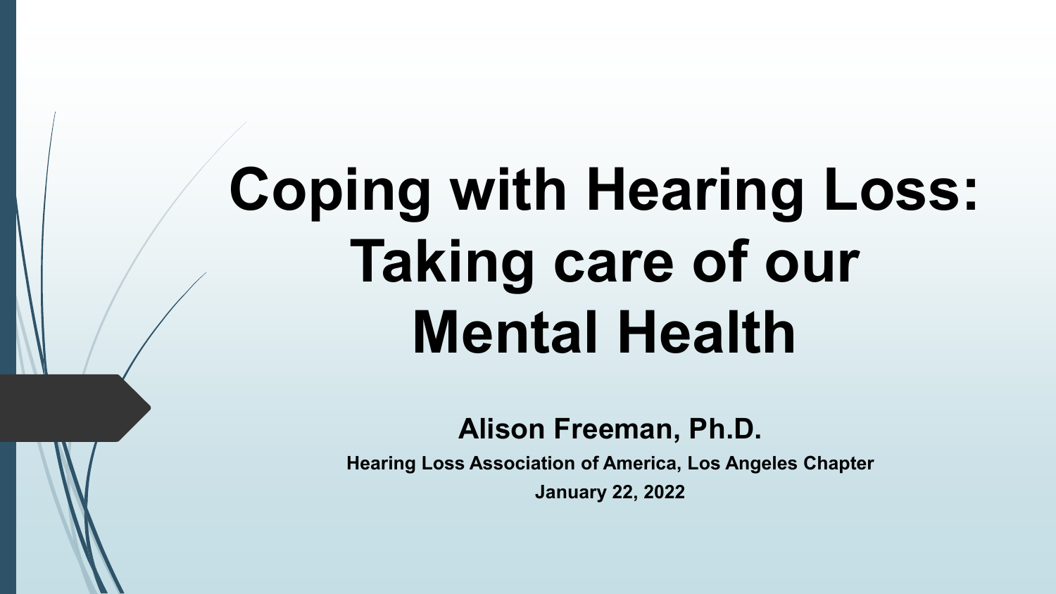# Coping with Hearing Loss: Taking care of our Mental Health

**Alison Freeman, Ph.D.**

**Hearing Loss Association of America, Los Angeles Chapter**

**January 22, 2022**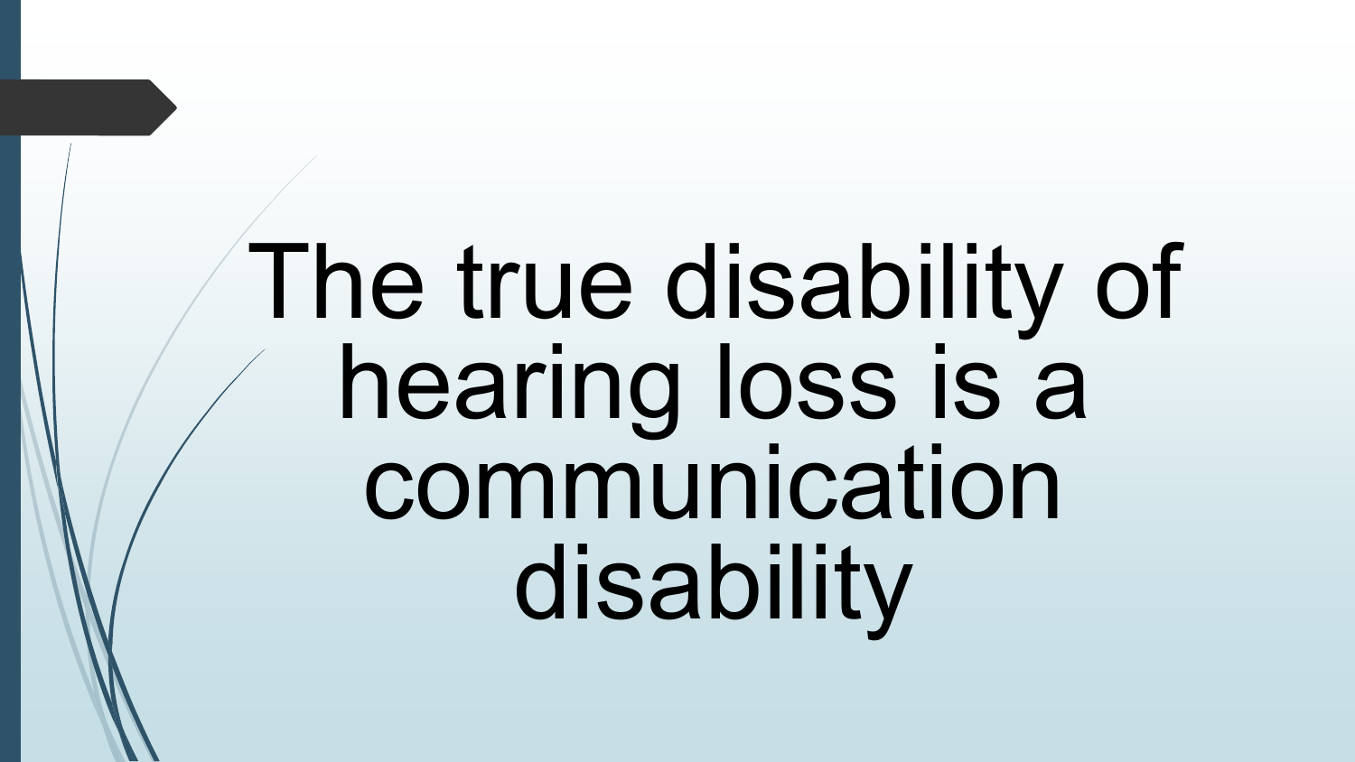# The true disability of hearing loss is a communication disability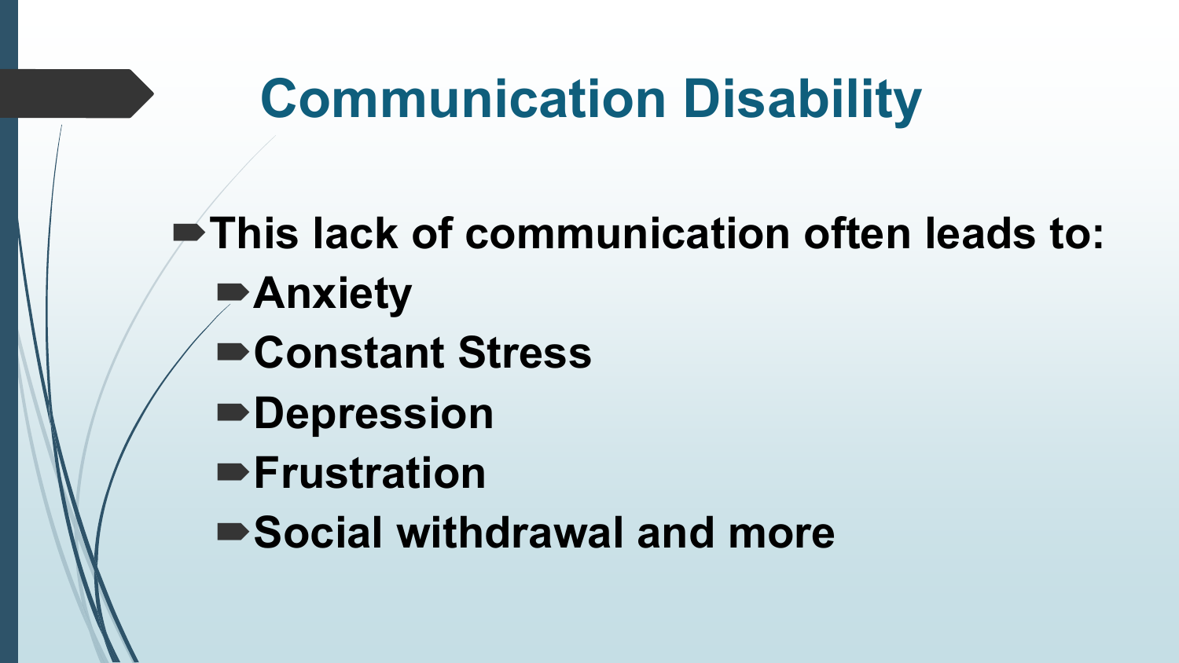# Communication Disability

- **This lack of communication often leads to:**
  - **Anxiety**
  - **Constant Stress**
  - **Depression**
  - **Frustration**
  - **Social withdrawal and more**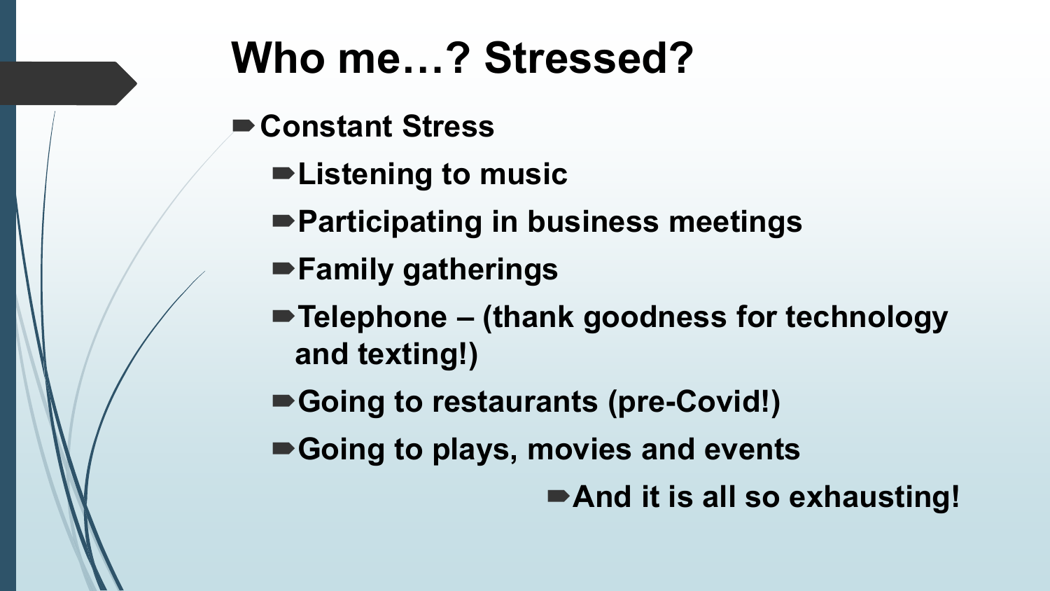# Who me…? Stressed?

- **Constant Stress**
  - **Listening to music**
  - **Participating in business meetings**
  - **Family gatherings**
  - **Telephone – (thank goodness for technology and texting!)**
  - **Going to restaurants (pre-Covid!)**
  - **Going to plays, movies and events**
    - **And it is all so exhausting!**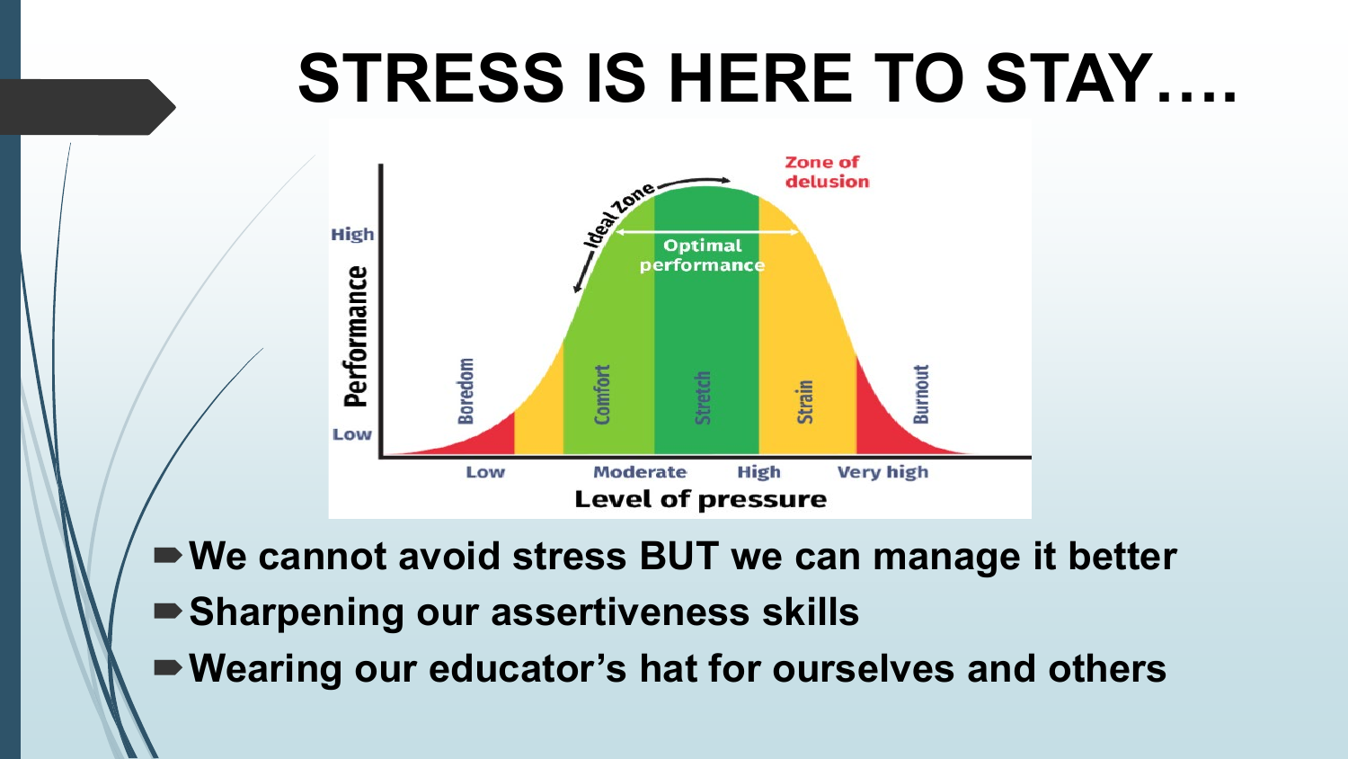# STRESS IS HERE TO STAY….

- **We cannot avoid stress BUT we can manage it better**
- **Sharpening our assertiveness skills**
- **Wearing our educator's hat for ourselves and others**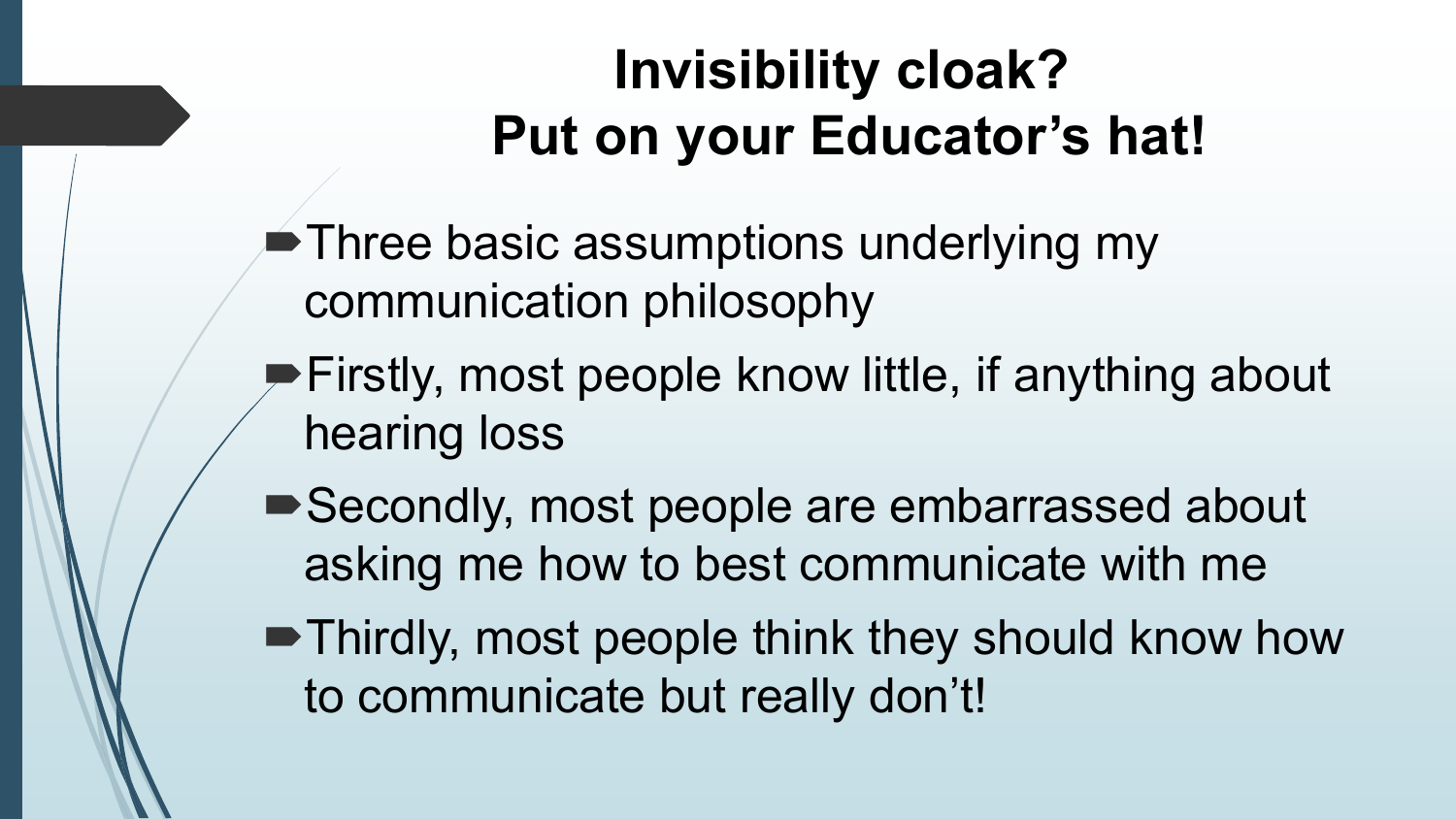# Invisibility cloak?
# Put on your Educator’s hat!

- Three basic assumptions underlying my communication philosophy
- Firstly, most people know little, if anything about hearing loss
- Secondly, most people are embarrassed about asking me how to best communicate with me
- Thirdly, most people think they should know how to communicate but really don’t!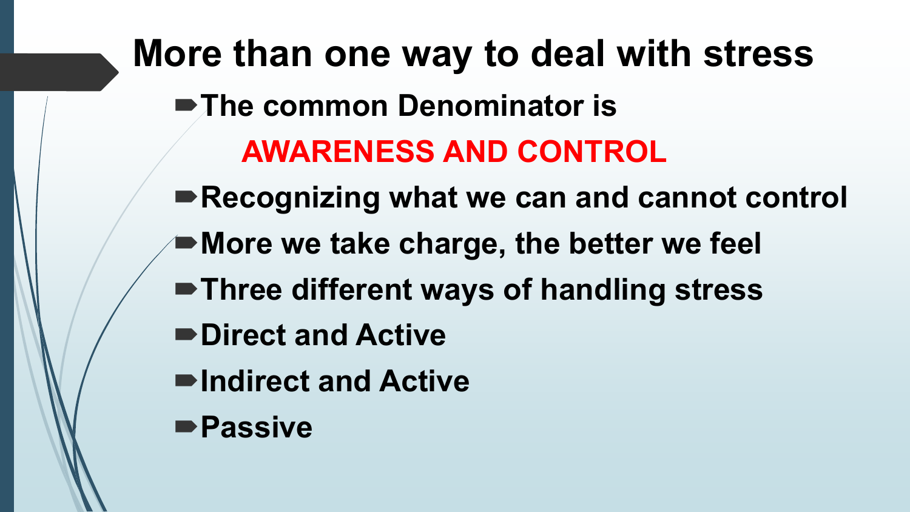# More than one way to deal with stress

- The common Denominator is

  **AWARENESS AND CONTROL**

- Recognizing what we can and cannot control
- More we take charge, the better we feel
- Three different ways of handling stress
- Direct and Active
- Indirect and Active
- Passive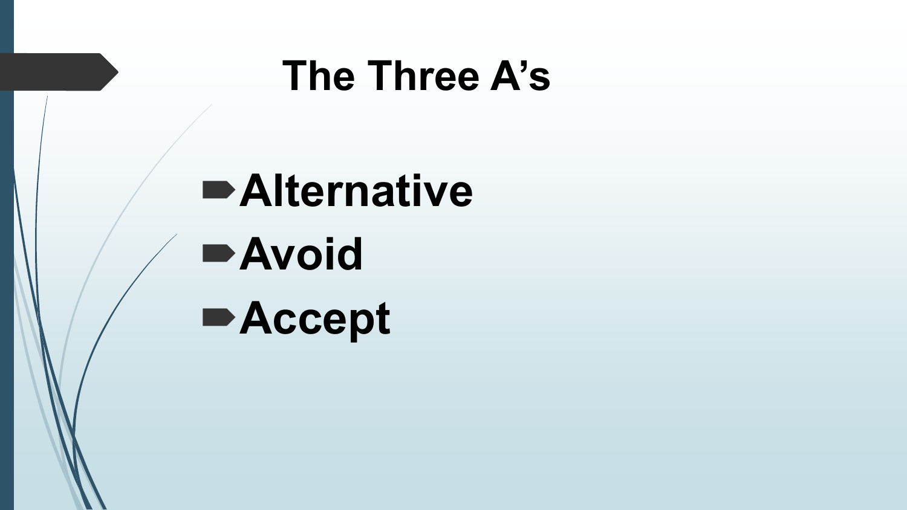# The Three A's

- **Alternative**
- **Avoid**
- **Accept**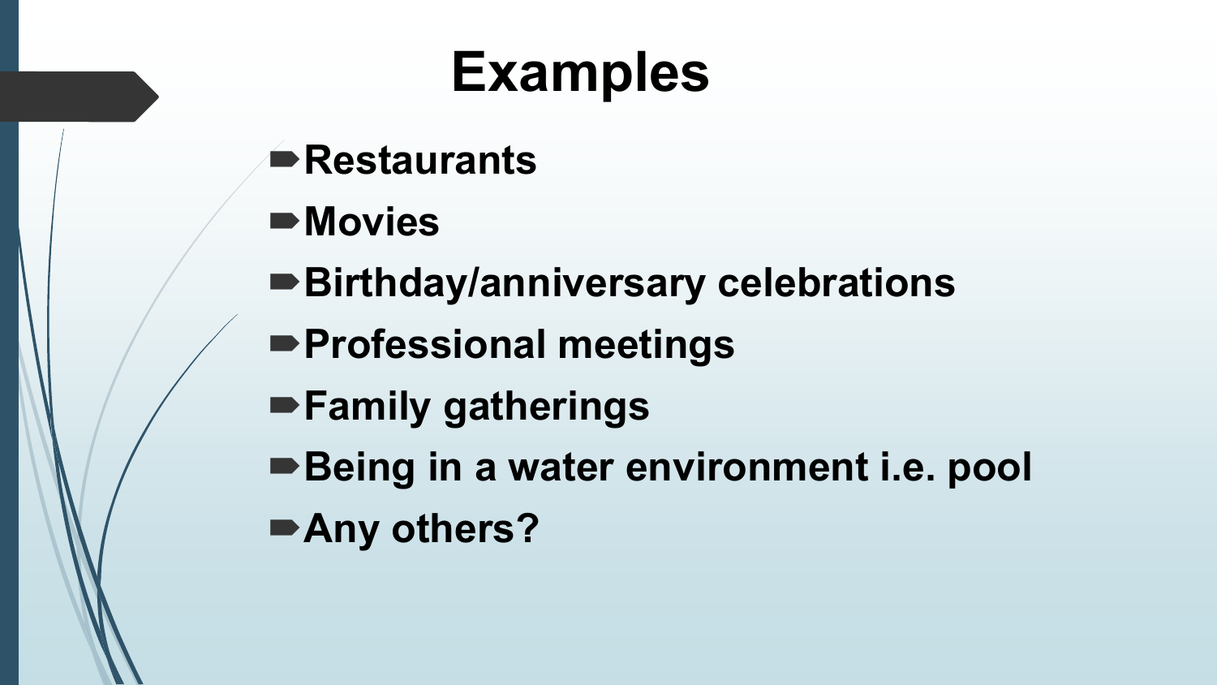# Examples

- **Restaurants**
- **Movies**
- **Birthday/anniversary celebrations**
- **Professional meetings**
- **Family gatherings**
- **Being in a water environment i.e. pool**
- **Any others?**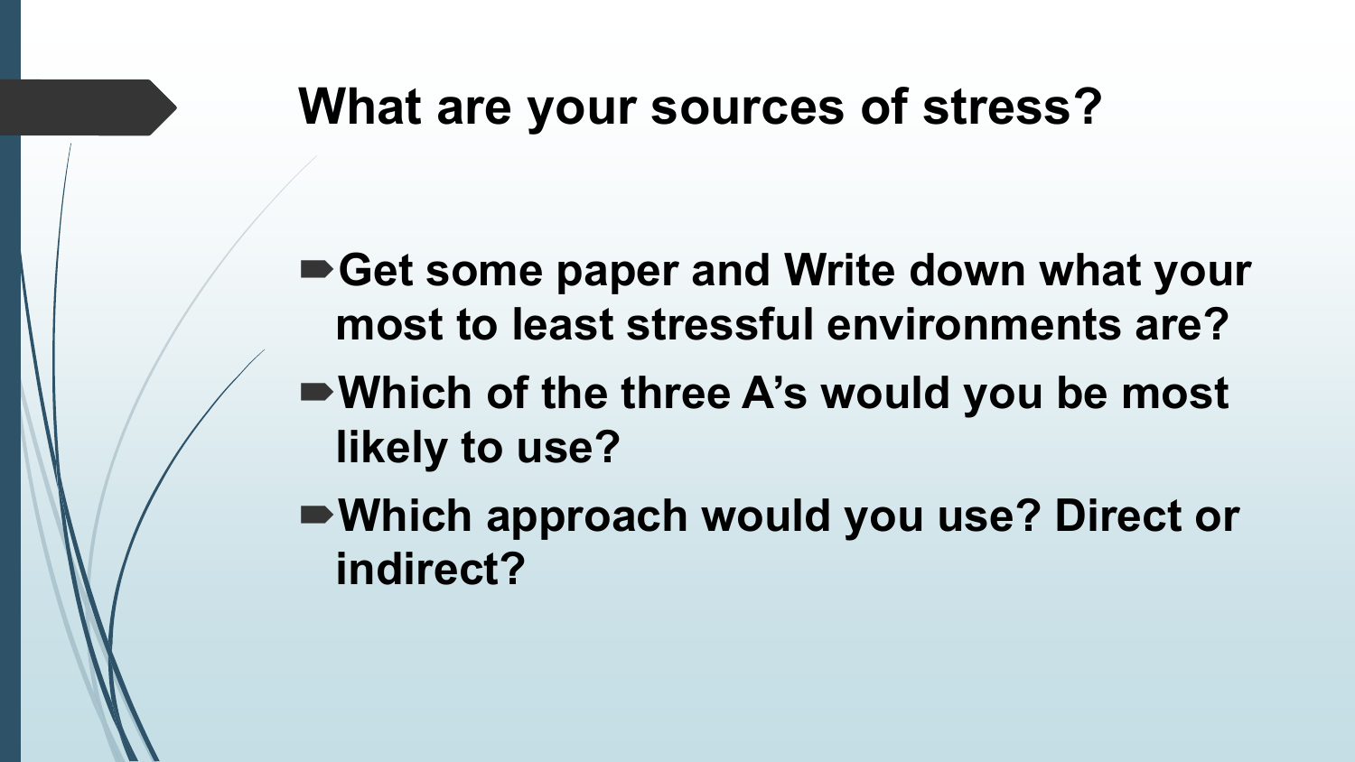# What are your sources of stress?

- **Get some paper and Write down what your most to least stressful environments are?**
- **Which of the three A's would you be most likely to use?**
- **Which approach would you use? Direct or indirect?**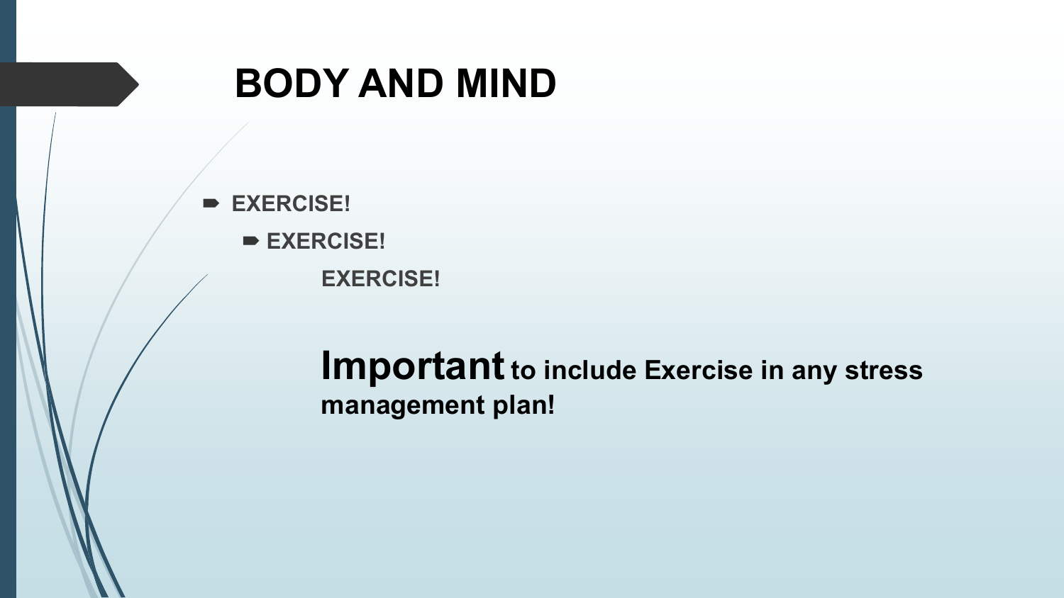# BODY AND MIND

- **EXERCISE!**
  - **EXERCISE!**

    **EXERCISE!**

**Important to include Exercise in any stress management plan!**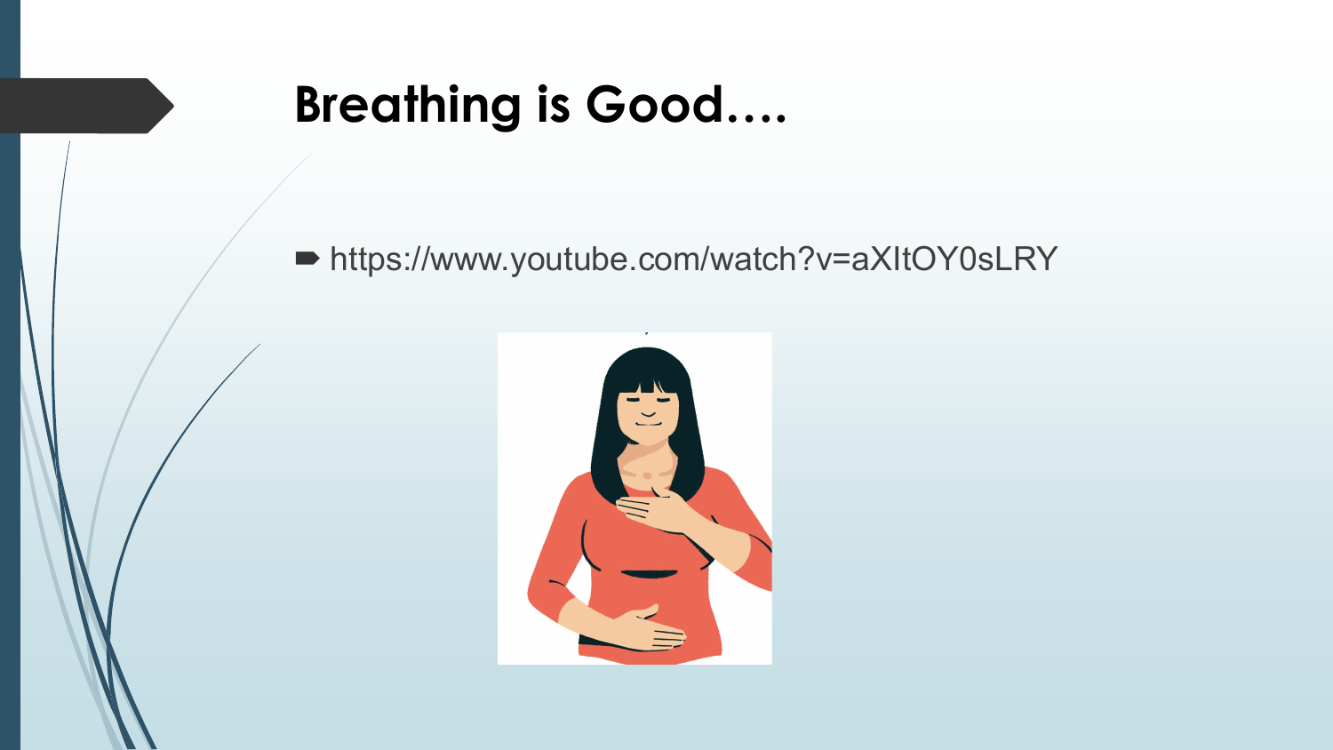# Breathing is Good….

- https://www.youtube.com/watch?v=aXItOY0sLRY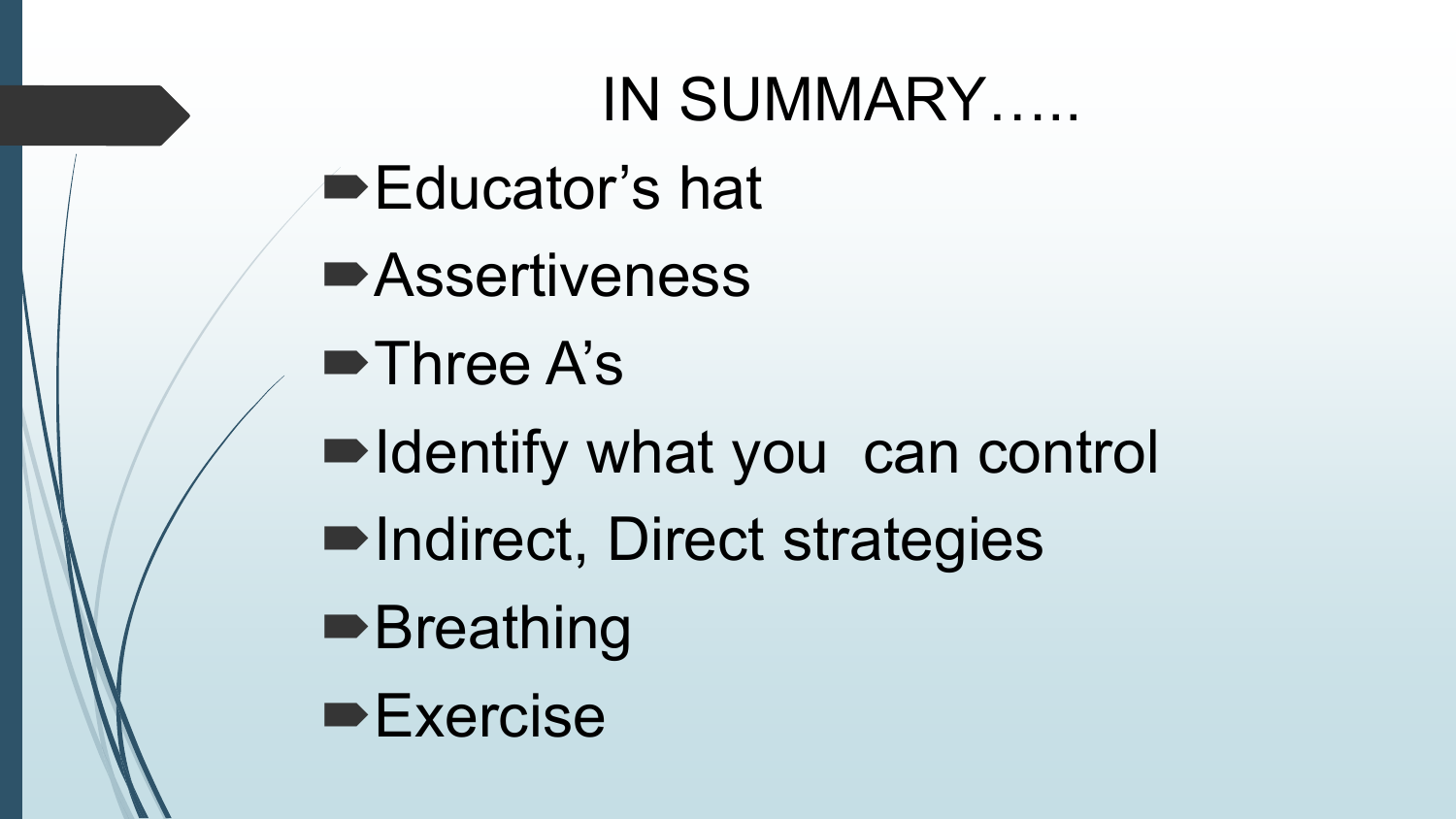# IN SUMMARY…..

- Educator's hat
- Assertiveness
- Three A's
- Identify what you  can control
- Indirect, Direct strategies
- Breathing
- Exercise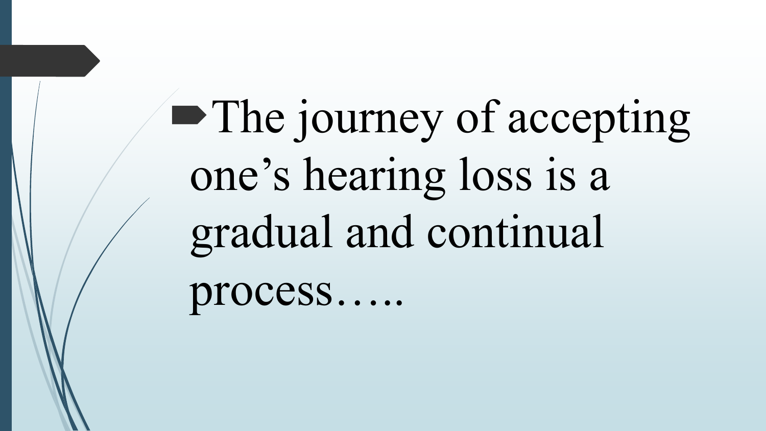- The journey of accepting one’s hearing loss is a gradual and continual process…..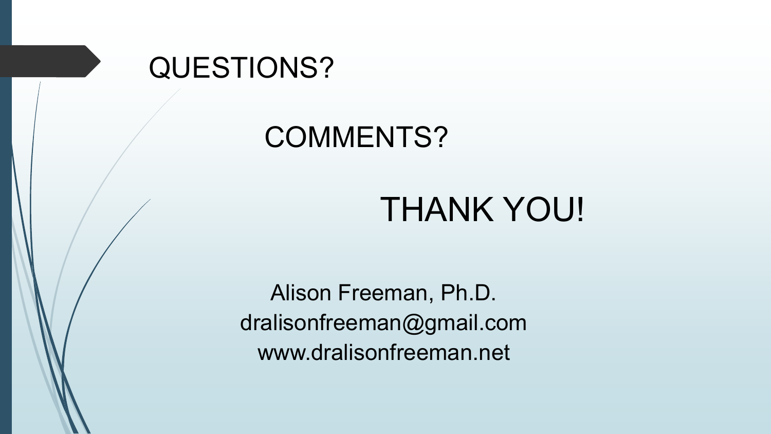# QUESTIONS?

## COMMENTS?

# THANK YOU!

Alison Freeman, Ph.D.
dralisonfreeman@gmail.com
www.dralisonfreeman.net